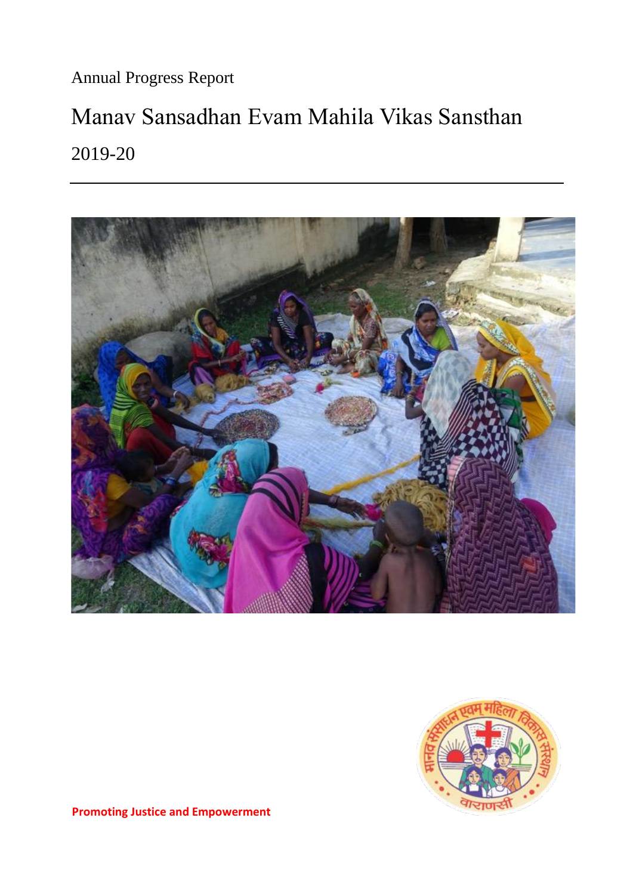Annual Progress Report

# Manav Sansadhan Evam Mahila Vikas Sansthan

## 2019-20

**Promoting Justice and Empowerment**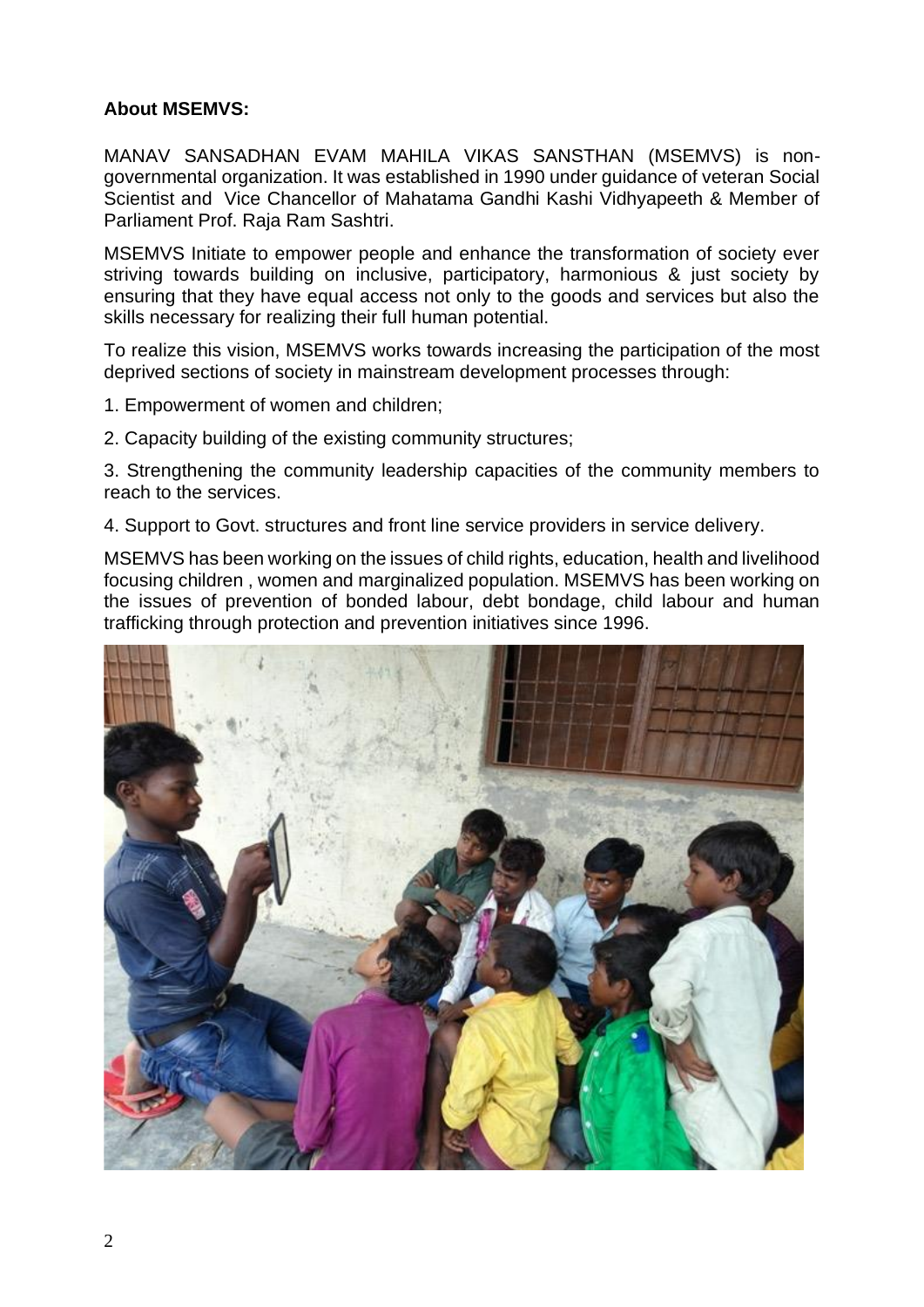**About MSEMVS:**

MANAV SANSADHAN EVAM MAHILA VIKAS SANSTHAN (MSEMVS) is non-governmental organization. It was established in 1990 under guidance of veteran Social Scientist and Vice Chancellor of Mahatama Gandhi Kashi Vidhyapeeth & Member of Parliament Prof. Raja Ram Sashtri.

MSEMVS Initiate to empower people and enhance the transformation of society ever striving towards building on inclusive, participatory, harmonious & just society by ensuring that they have equal access not only to the goods and services but also the skills necessary for realizing their full human potential.

To realize this vision, MSEMVS works towards increasing the participation of the most deprived sections of society in mainstream development processes through:

1. Empowerment of women and children;
2. Capacity building of the existing community structures;
3. Strengthening the community leadership capacities of the community members to reach to the services.
4. Support to Govt. structures and front line service providers in service delivery.

MSEMVS has been working on the issues of child rights, education, health and livelihood focusing children , women and marginalized population. MSEMVS has been working on the issues of prevention of bonded labour, debt bondage, child labour and human trafficking through protection and prevention initiatives since 1996.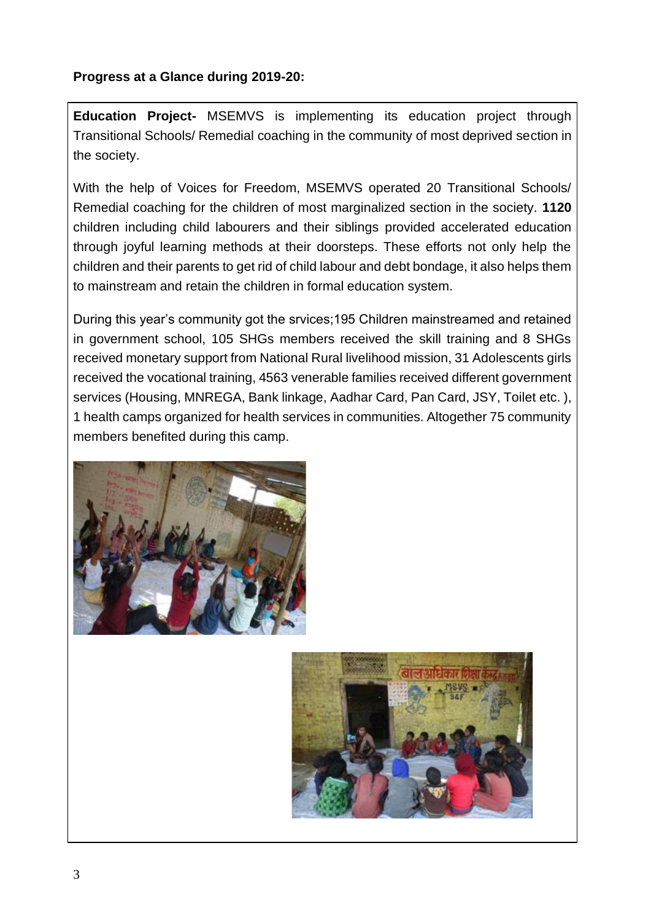**Progress at a Glance during 2019-20:**

**Education Project-** MSEMVS is implementing its education project through Transitional Schools/ Remedial coaching in the community of most deprived section in the society.

With the help of Voices for Freedom, MSEMVS operated 20 Transitional Schools/ Remedial coaching for the children of most marginalized section in the society. **1120** children including child labourers and their siblings provided accelerated education through joyful learning methods at their doorsteps. These efforts not only help the children and their parents to get rid of child labour and debt bondage, it also helps them to mainstream and retain the children in formal education system.

During this year's community got the srvices;195 Children mainstreamed and retained in government school, 105 SHGs members received the skill training and 8 SHGs received monetary support from National Rural livelihood mission, 31 Adolescents girls received the vocational training, 4563 venerable families received different government services (Housing, MNREGA, Bank linkage, Aadhar Card, Pan Card, JSY, Toilet etc. ), 1 health camps organized for health services in communities. Altogether 75 community members benefited during this camp.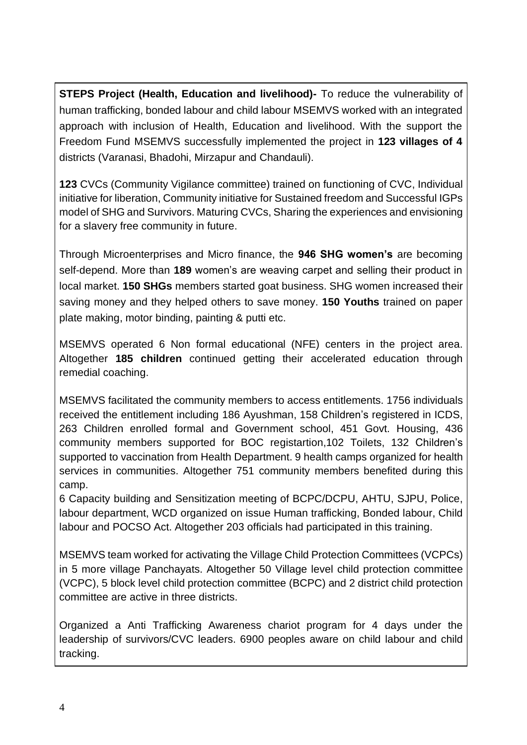**STEPS Project (Health, Education and livelihood)-** To reduce the vulnerability of human trafficking, bonded labour and child labour MSEMVS worked with an integrated approach with inclusion of Health, Education and livelihood. With the support the Freedom Fund MSEMVS successfully implemented the project in **123 villages of 4** districts (Varanasi, Bhadohi, Mirzapur and Chandauli).

**123** CVCs (Community Vigilance committee) trained on functioning of CVC, Individual initiative for liberation, Community initiative for Sustained freedom and Successful IGPs model of SHG and Survivors. Maturing CVCs, Sharing the experiences and envisioning for a slavery free community in future.

Through Microenterprises and Micro finance, the **946 SHG women's** are becoming self-depend. More than **189** women's are weaving carpet and selling their product in local market. **150 SHGs** members started goat business. SHG women increased their saving money and they helped others to save money. **150 Youths** trained on paper plate making, motor binding, painting & putti etc.

MSEMVS operated 6 Non formal educational (NFE) centers in the project area. Altogether **185 children** continued getting their accelerated education through remedial coaching.

MSEMVS facilitated the community members to access entitlements. 1756 individuals received the entitlement including 186 Ayushman, 158 Children's registered in ICDS, 263 Children enrolled formal and Government school, 451 Govt. Housing, 436 community members supported for BOC registartion,102 Toilets, 132 Children's supported to vaccination from Health Department. 9 health camps organized for health services in communities. Altogether 751 community members benefited during this camp.

6 Capacity building and Sensitization meeting of BCPC/DCPU, AHTU, SJPU, Police, labour department, WCD organized on issue Human trafficking, Bonded labour, Child labour and POCSO Act. Altogether 203 officials had participated in this training.

MSEMVS team worked for activating the Village Child Protection Committees (VCPCs) in 5 more village Panchayats. Altogether 50 Village level child protection committee (VCPC), 5 block level child protection committee (BCPC) and 2 district child protection committee are active in three districts.

Organized a Anti Trafficking Awareness chariot program for 4 days under the leadership of survivors/CVC leaders. 6900 peoples aware on child labour and child tracking.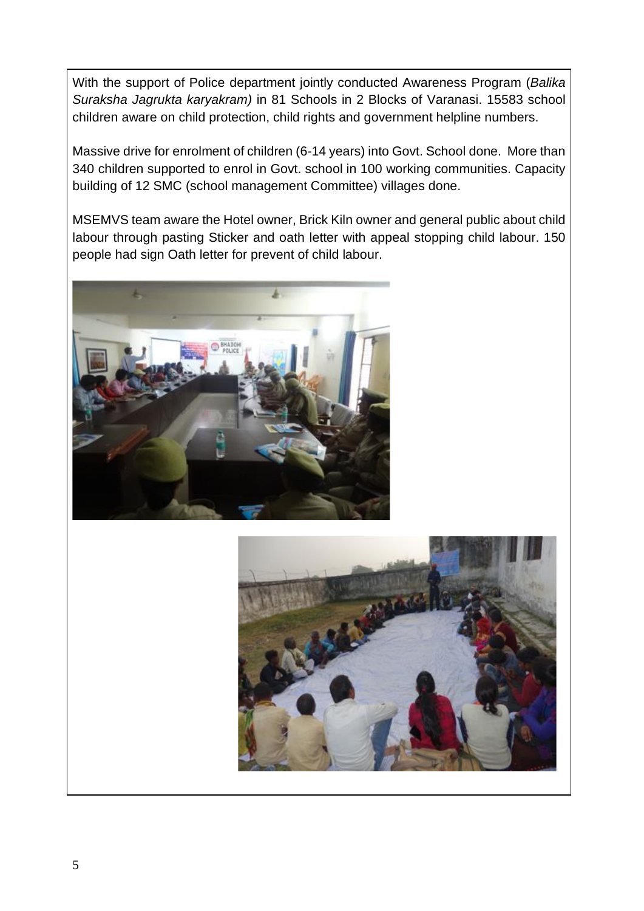With the support of Police department jointly conducted Awareness Program (*Balika Suraksha Jagrukta karyakram)* in 81 Schools in 2 Blocks of Varanasi. 15583 school children aware on child protection, child rights and government helpline numbers.

Massive drive for enrolment of children (6-14 years) into Govt. School done. More than 340 children supported to enrol in Govt. school in 100 working communities. Capacity building of 12 SMC (school management Committee) villages done.

MSEMVS team aware the Hotel owner, Brick Kiln owner and general public about child labour through pasting Sticker and oath letter with appeal stopping child labour. 150 people had sign Oath letter for prevent of child labour.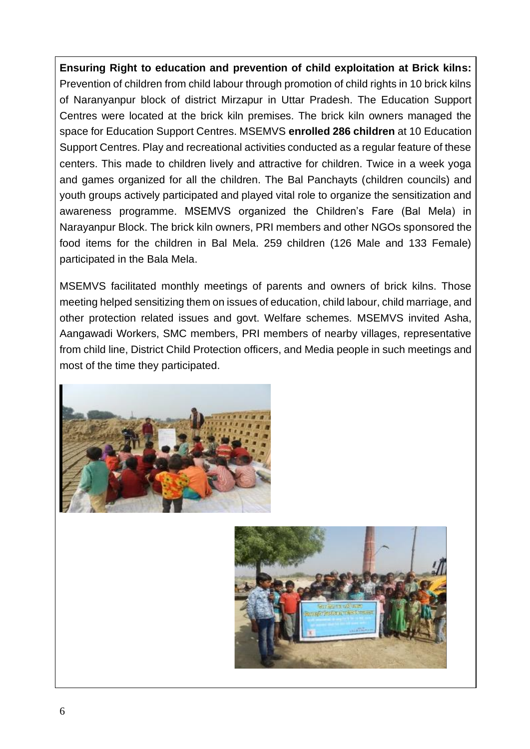**Ensuring Right to education and prevention of child exploitation at Brick kilns:** Prevention of children from child labour through promotion of child rights in 10 brick kilns of Naranyanpur block of district Mirzapur in Uttar Pradesh. The Education Support Centres were located at the brick kiln premises. The brick kiln owners managed the space for Education Support Centres. MSEMVS **enrolled 286 children** at 10 Education Support Centres. Play and recreational activities conducted as a regular feature of these centers. This made to children lively and attractive for children. Twice in a week yoga and games organized for all the children. The Bal Panchayts (children councils) and youth groups actively participated and played vital role to organize the sensitization and awareness programme. MSEMVS organized the Children's Fare (Bal Mela) in Narayanpur Block. The brick kiln owners, PRI members and other NGOs sponsored the food items for the children in Bal Mela. 259 children (126 Male and 133 Female) participated in the Bala Mela.

MSEMVS facilitated monthly meetings of parents and owners of brick kilns. Those meeting helped sensitizing them on issues of education, child labour, child marriage, and other protection related issues and govt. Welfare schemes. MSEMVS invited Asha, Aangawadi Workers, SMC members, PRI members of nearby villages, representative from child line, District Child Protection officers, and Media people in such meetings and most of the time they participated.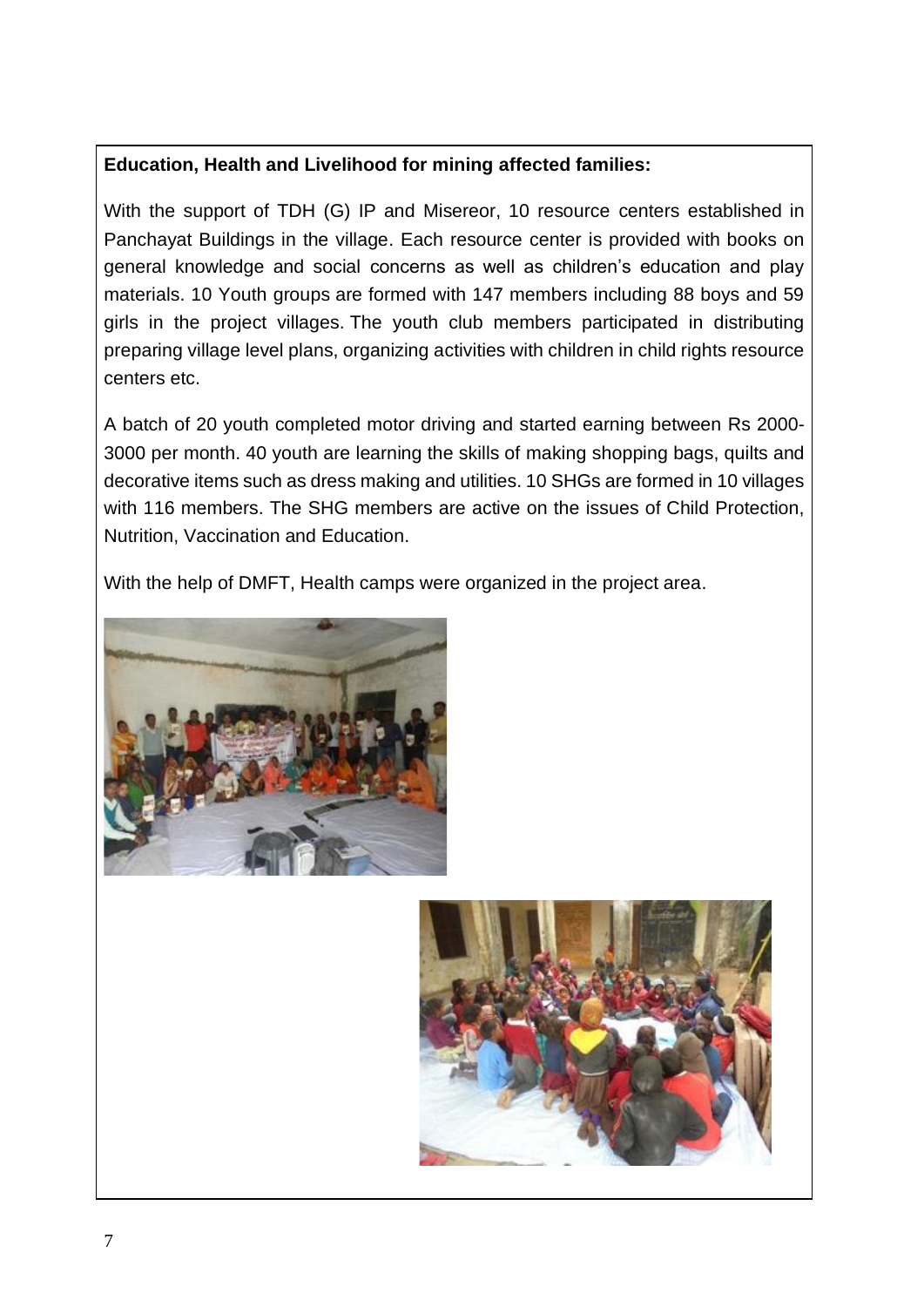**Education, Health and Livelihood for mining affected families:**

With the support of TDH (G) IP and Misereor, 10 resource centers established in Panchayat Buildings in the village. Each resource center is provided with books on general knowledge and social concerns as well as children's education and play materials. 10 Youth groups are formed with 147 members including 88 boys and 59 girls in the project villages. The youth club members participated in distributing preparing village level plans, organizing activities with children in child rights resource centers etc.

A batch of 20 youth completed motor driving and started earning between Rs 2000-3000 per month. 40 youth are learning the skills of making shopping bags, quilts and decorative items such as dress making and utilities. 10 SHGs are formed in 10 villages with 116 members. The SHG members are active on the issues of Child Protection, Nutrition, Vaccination and Education.

With the help of DMFT, Health camps were organized in the project area.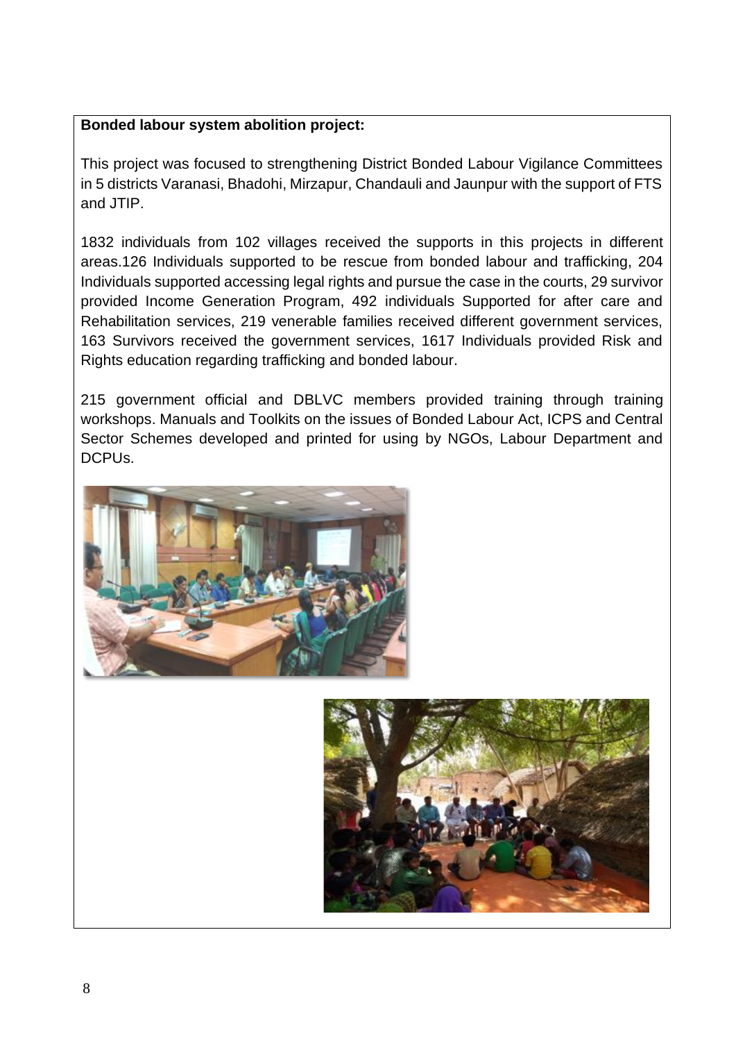**Bonded labour system abolition project:**

This project was focused to strengthening District Bonded Labour Vigilance Committees in 5 districts Varanasi, Bhadohi, Mirzapur, Chandauli and Jaunpur with the support of FTS and JTIP.

1832 individuals from 102 villages received the supports in this projects in different areas.126 Individuals supported to be rescue from bonded labour and trafficking, 204 Individuals supported accessing legal rights and pursue the case in the courts, 29 survivor provided Income Generation Program, 492 individuals Supported for after care and Rehabilitation services, 219 venerable families received different government services, 163 Survivors received the government services, 1617 Individuals provided Risk and Rights education regarding trafficking and bonded labour.

215 government official and DBLVC members provided training through training workshops. Manuals and Toolkits on the issues of Bonded Labour Act, ICPS and Central Sector Schemes developed and printed for using by NGOs, Labour Department and DCPUs.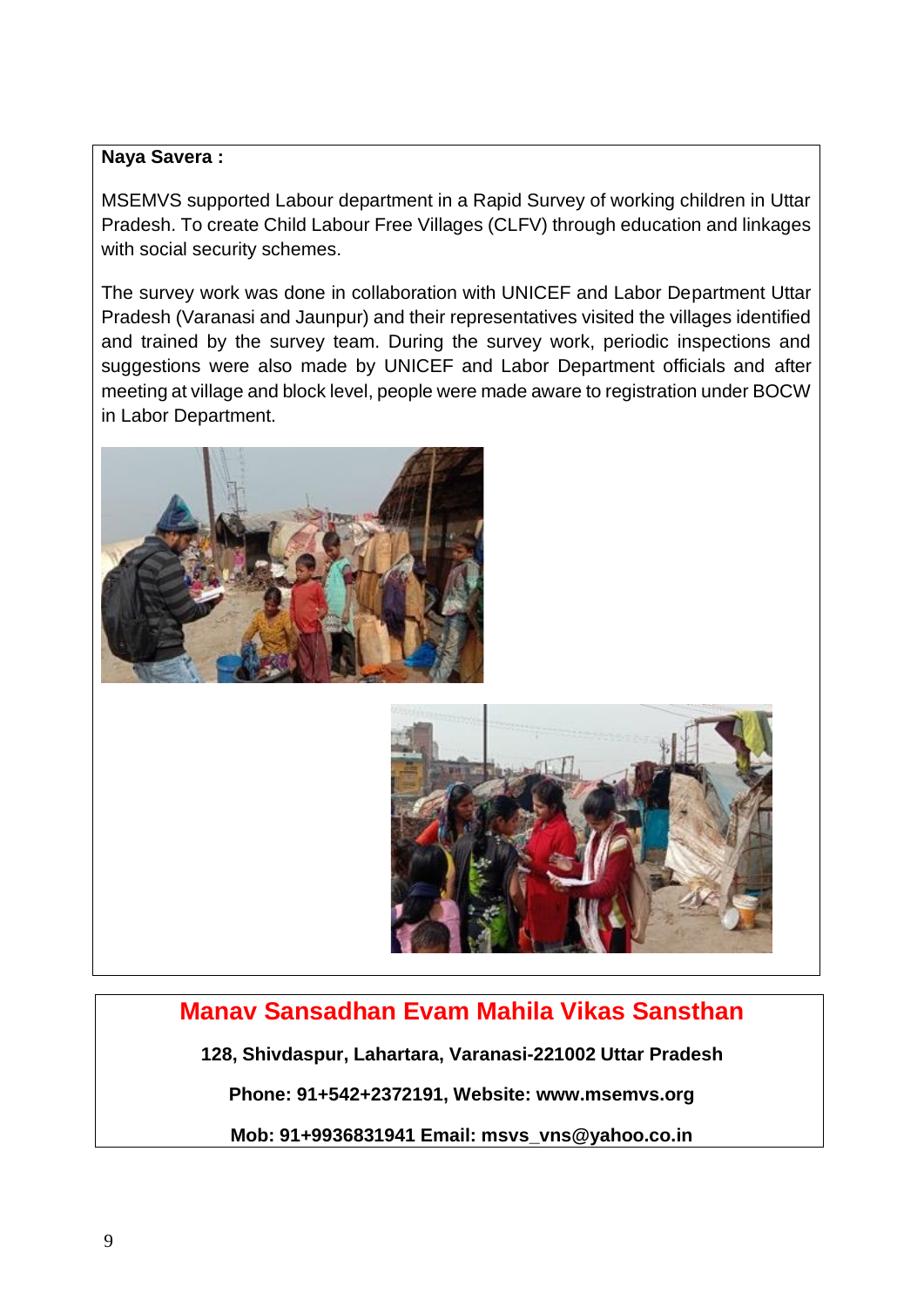**Naya Savera :**

MSEMVS supported Labour department in a Rapid Survey of working children in Uttar Pradesh. To create Child Labour Free Villages (CLFV) through education and linkages with social security schemes.

The survey work was done in collaboration with UNICEF and Labor Department Uttar Pradesh (Varanasi and Jaunpur) and their representatives visited the villages identified and trained by the survey team. During the survey work, periodic inspections and suggestions were also made by UNICEF and Labor Department officials and after meeting at village and block level, people were made aware to registration under BOCW in Labor Department.

## Manav Sansadhan Evam Mahila Vikas Sansthan

**128, Shivdaspur, Lahartara, Varanasi-221002 Uttar Pradesh**

**Phone: 91+542+2372191, Website: www.msemvs.org**

**Mob: 91+9936831941 Email: msvs_vns@yahoo.co.in**